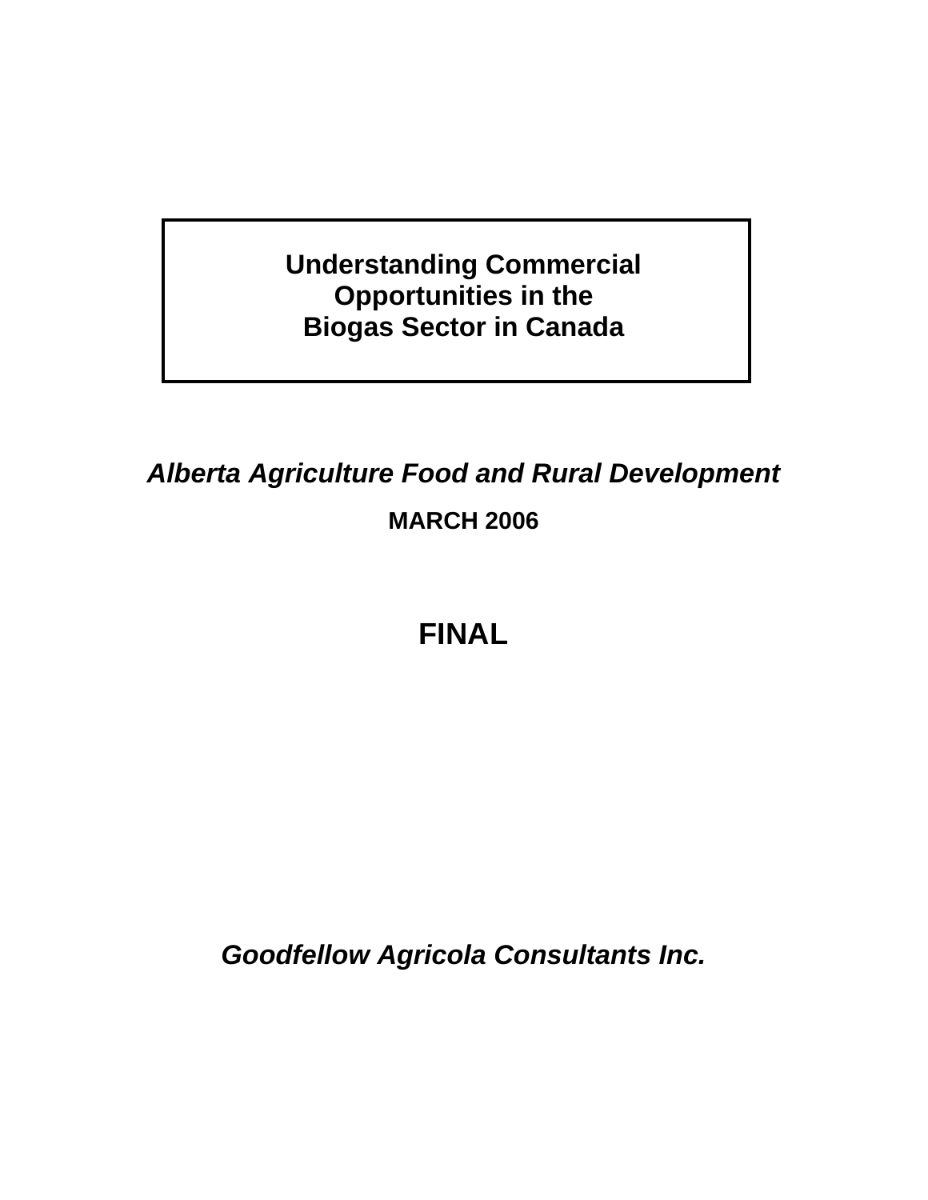# Understanding Commercial Opportunities in the Biogas Sector in Canada

***Alberta Agriculture Food and Rural Development***

**MARCH 2006**

**FINAL**

***Goodfellow Agricola Consultants Inc.***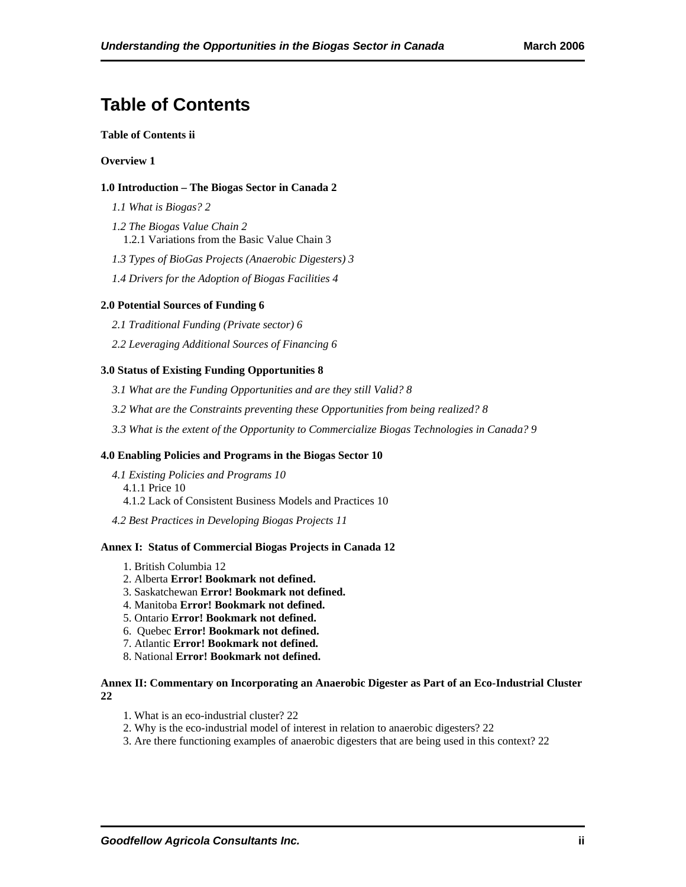# Table of Contents

**Table of Contents ii**

**Overview 1**

**1.0 Introduction – The Biogas Sector in Canada 2**

*1.1 What is Biogas? 2*

*1.2 The Biogas Value Chain 2*

1.2.1 Variations from the Basic Value Chain 3

*1.3 Types of BioGas Projects (Anaerobic Digesters) 3*

*1.4 Drivers for the Adoption of Biogas Facilities 4*

**2.0 Potential Sources of Funding 6**

*2.1 Traditional Funding (Private sector) 6*

*2.2 Leveraging Additional Sources of Financing 6*

**3.0 Status of Existing Funding Opportunities 8**

*3.1 What are the Funding Opportunities and are they still Valid? 8*

*3.2 What are the Constraints preventing these Opportunities from being realized? 8*

*3.3 What is the extent of the Opportunity to Commercialize Biogas Technologies in Canada? 9*

**4.0 Enabling Policies and Programs in the Biogas Sector 10**

*4.1 Existing Policies and Programs 10*

4.1.1 Price 10

4.1.2 Lack of Consistent Business Models and Practices 10

*4.2 Best Practices in Developing Biogas Projects 11*

**Annex I: Status of Commercial Biogas Projects in Canada 12**

1. British Columbia 12
2. Alberta **Error! Bookmark not defined.**
3. Saskatchewan **Error! Bookmark not defined.**
4. Manitoba **Error! Bookmark not defined.**
5. Ontario **Error! Bookmark not defined.**
6. Quebec **Error! Bookmark not defined.**
7. Atlantic **Error! Bookmark not defined.**
8. National **Error! Bookmark not defined.**

**Annex II: Commentary on Incorporating an Anaerobic Digester as Part of an Eco-Industrial Cluster 22**

1. What is an eco-industrial cluster? 22
2. Why is the eco-industrial model of interest in relation to anaerobic digesters? 22
3. Are there functioning examples of anaerobic digesters that are being used in this context? 22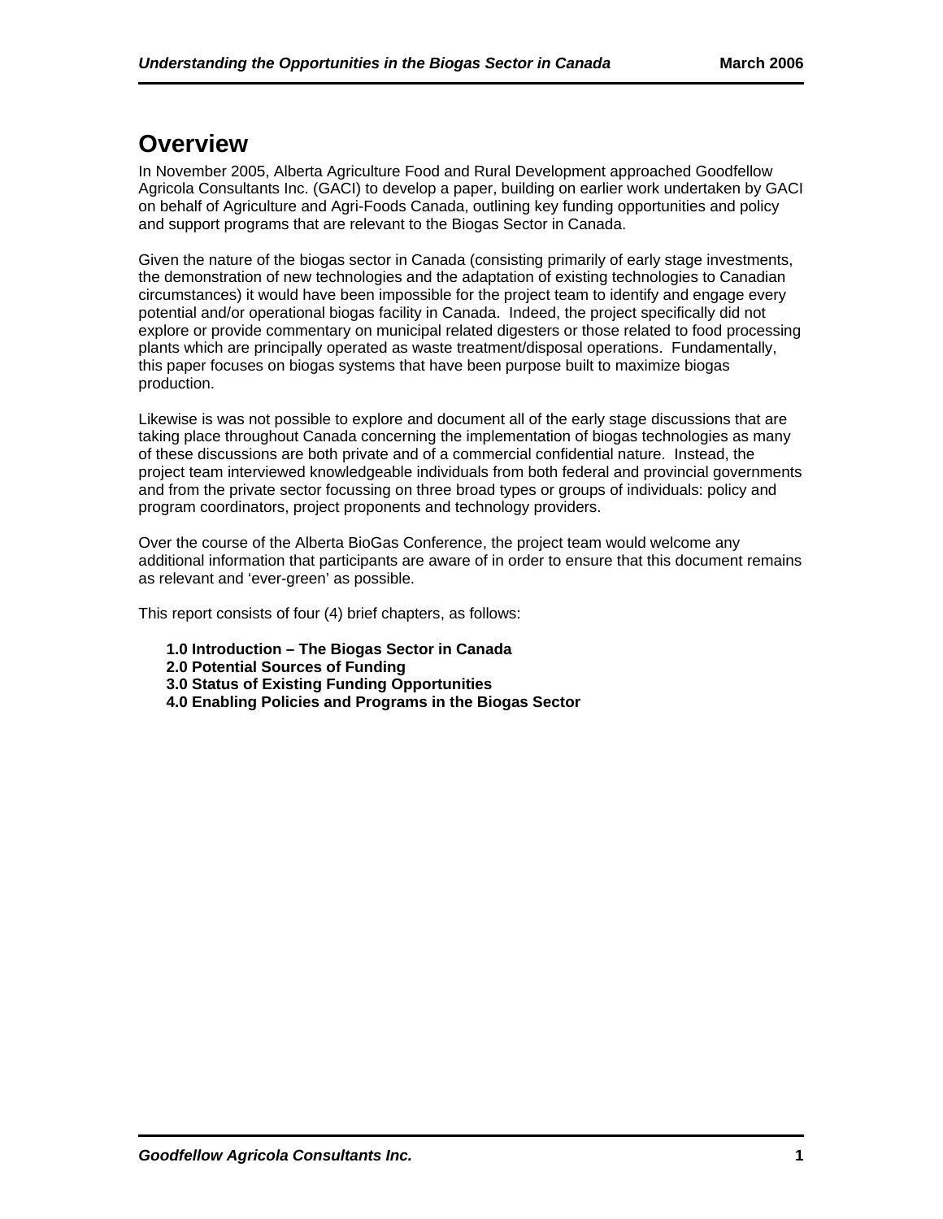# Overview

In November 2005, Alberta Agriculture Food and Rural Development approached Goodfellow Agricola Consultants Inc. (GACI) to develop a paper, building on earlier work undertaken by GACI on behalf of Agriculture and Agri-Foods Canada, outlining key funding opportunities and policy and support programs that are relevant to the Biogas Sector in Canada.

Given the nature of the biogas sector in Canada (consisting primarily of early stage investments, the demonstration of new technologies and the adaptation of existing technologies to Canadian circumstances) it would have been impossible for the project team to identify and engage every potential and/or operational biogas facility in Canada. Indeed, the project specifically did not explore or provide commentary on municipal related digesters or those related to food processing plants which are principally operated as waste treatment/disposal operations. Fundamentally, this paper focuses on biogas systems that have been purpose built to maximize biogas production.

Likewise is was not possible to explore and document all of the early stage discussions that are taking place throughout Canada concerning the implementation of biogas technologies as many of these discussions are both private and of a commercial confidential nature. Instead, the project team interviewed knowledgeable individuals from both federal and provincial governments and from the private sector focussing on three broad types or groups of individuals: policy and program coordinators, project proponents and technology providers.

Over the course of the Alberta BioGas Conference, the project team would welcome any additional information that participants are aware of in order to ensure that this document remains as relevant and 'ever-green' as possible.

This report consists of four (4) brief chapters, as follows:

**1.0 Introduction – The Biogas Sector in Canada**
**2.0 Potential Sources of Funding**
**3.0 Status of Existing Funding Opportunities**
**4.0 Enabling Policies and Programs in the Biogas Sector**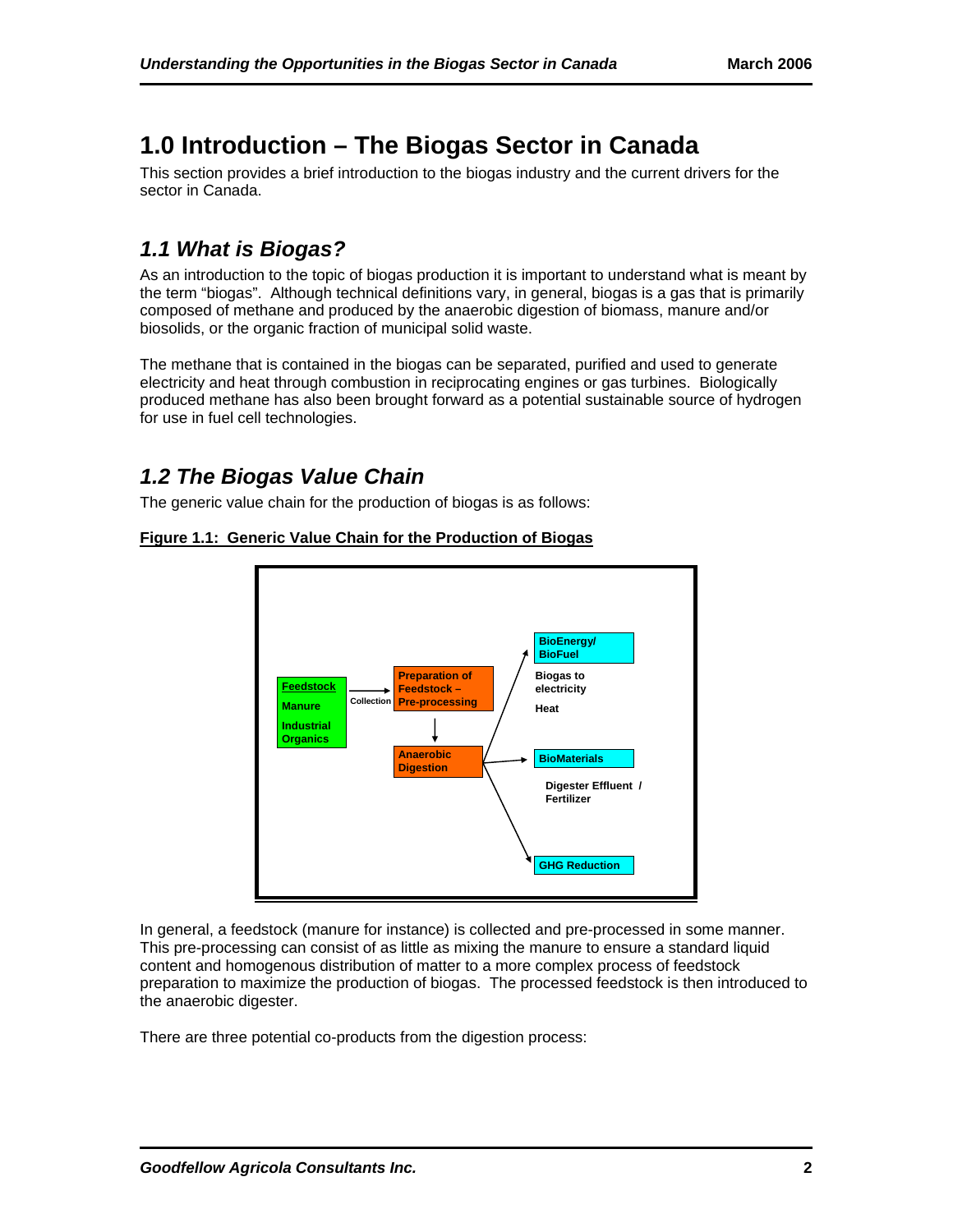# 1.0 Introduction – The Biogas Sector in Canada

This section provides a brief introduction to the biogas industry and the current drivers for the sector in Canada.

## *1.1 What is Biogas?*

As an introduction to the topic of biogas production it is important to understand what is meant by the term "biogas". Although technical definitions vary, in general, biogas is a gas that is primarily composed of methane and produced by the anaerobic digestion of biomass, manure and/or biosolids, or the organic fraction of municipal solid waste.

The methane that is contained in the biogas can be separated, purified and used to generate electricity and heat through combustion in reciprocating engines or gas turbines. Biologically produced methane has also been brought forward as a potential sustainable source of hydrogen for use in fuel cell technologies.

## *1.2 The Biogas Value Chain*

The generic value chain for the production of biogas is as follows:

**Figure 1.1: Generic Value Chain for the Production of Biogas**

Feedstock: Manure; Industrial Organics → Collection → Preparation of Feedstock – Pre-processing → Anaerobic Digestion → BioEnergy/ BioFuel (Biogas to electricity; Heat); BioMaterials (Digester Effluent / Fertilizer); GHG Reduction

In general, a feedstock (manure for instance) is collected and pre-processed in some manner. This pre-processing can consist of as little as mixing the manure to ensure a standard liquid content and homogenous distribution of matter to a more complex process of feedstock preparation to maximize the production of biogas. The processed feedstock is then introduced to the anaerobic digester.

There are three potential co-products from the digestion process: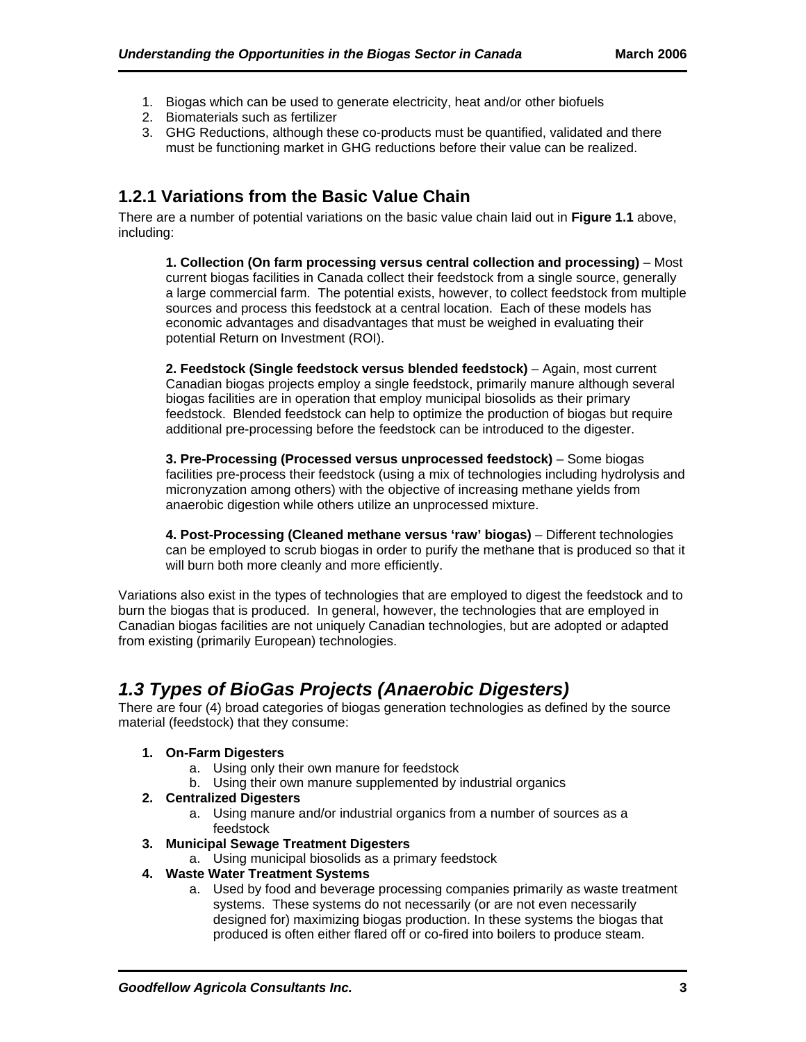1. Biogas which can be used to generate electricity, heat and/or other biofuels
2. Biomaterials such as fertilizer
3. GHG Reductions, although these co-products must be quantified, validated and there must be functioning market in GHG reductions before their value can be realized.

### 1.2.1 Variations from the Basic Value Chain

There are a number of potential variations on the basic value chain laid out in **Figure 1.1** above, including:

> **1. Collection (On farm processing versus central collection and processing)** – Most current biogas facilities in Canada collect their feedstock from a single source, generally a large commercial farm. The potential exists, however, to collect feedstock from multiple sources and process this feedstock at a central location. Each of these models has economic advantages and disadvantages that must be weighed in evaluating their potential Return on Investment (ROI).
>
> **2. Feedstock (Single feedstock versus blended feedstock)** – Again, most current Canadian biogas projects employ a single feedstock, primarily manure although several biogas facilities are in operation that employ municipal biosolids as their primary feedstock. Blended feedstock can help to optimize the production of biogas but require additional pre-processing before the feedstock can be introduced to the digester.
>
> **3. Pre-Processing (Processed versus unprocessed feedstock)** – Some biogas facilities pre-process their feedstock (using a mix of technologies including hydrolysis and micronyzation among others) with the objective of increasing methane yields from anaerobic digestion while others utilize an unprocessed mixture.
>
> **4. Post-Processing (Cleaned methane versus 'raw' biogas)** – Different technologies can be employed to scrub biogas in order to purify the methane that is produced so that it will burn both more cleanly and more efficiently.

Variations also exist in the types of technologies that are employed to digest the feedstock and to burn the biogas that is produced. In general, however, the technologies that are employed in Canadian biogas facilities are not uniquely Canadian technologies, but are adopted or adapted from existing (primarily European) technologies.

## *1.3 Types of BioGas Projects (Anaerobic Digesters)*

There are four (4) broad categories of biogas generation technologies as defined by the source material (feedstock) that they consume:

1. **On-Farm Digesters**
    a. Using only their own manure for feedstock
    b. Using their own manure supplemented by industrial organics
2. **Centralized Digesters**
    a. Using manure and/or industrial organics from a number of sources as a feedstock
3. **Municipal Sewage Treatment Digesters**
    a. Using municipal biosolids as a primary feedstock
4. **Waste Water Treatment Systems**
    a. Used by food and beverage processing companies primarily as waste treatment systems. These systems do not necessarily (or are not even necessarily designed for) maximizing biogas production. In these systems the biogas that produced is often either flared off or co-fired into boilers to produce steam.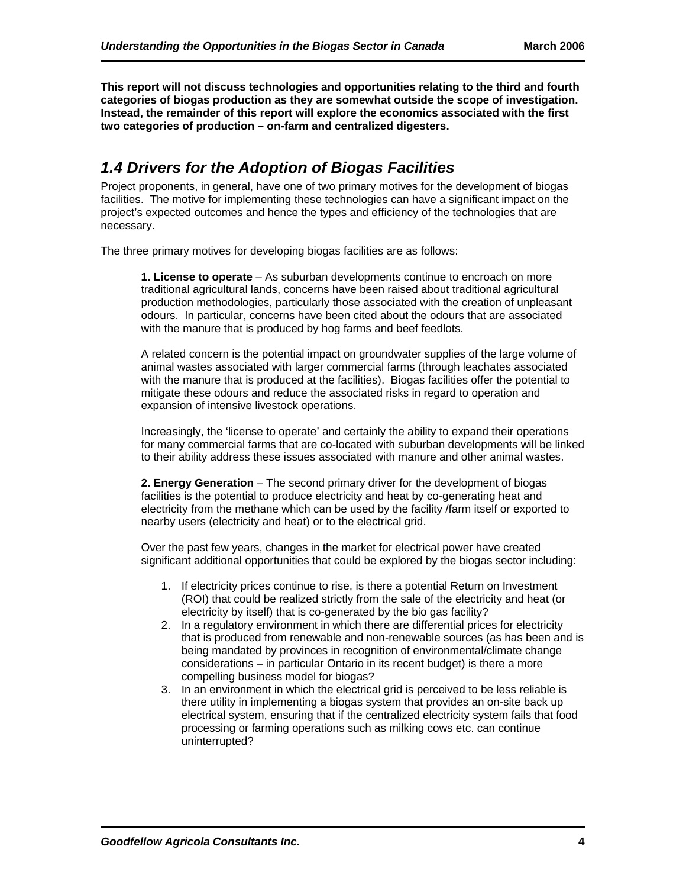**This report will not discuss technologies and opportunities relating to the third and fourth categories of biogas production as they are somewhat outside the scope of investigation. Instead, the remainder of this report will explore the economics associated with the first two categories of production – on-farm and centralized digesters.**

## *1.4 Drivers for the Adoption of Biogas Facilities*

Project proponents, in general, have one of two primary motives for the development of biogas facilities. The motive for implementing these technologies can have a significant impact on the project's expected outcomes and hence the types and efficiency of the technologies that are necessary.

The three primary motives for developing biogas facilities are as follows:

**1. License to operate** – As suburban developments continue to encroach on more traditional agricultural lands, concerns have been raised about traditional agricultural production methodologies, particularly those associated with the creation of unpleasant odours. In particular, concerns have been cited about the odours that are associated with the manure that is produced by hog farms and beef feedlots.

A related concern is the potential impact on groundwater supplies of the large volume of animal wastes associated with larger commercial farms (through leachates associated with the manure that is produced at the facilities). Biogas facilities offer the potential to mitigate these odours and reduce the associated risks in regard to operation and expansion of intensive livestock operations.

Increasingly, the 'license to operate' and certainly the ability to expand their operations for many commercial farms that are co-located with suburban developments will be linked to their ability address these issues associated with manure and other animal wastes.

**2. Energy Generation** – The second primary driver for the development of biogas facilities is the potential to produce electricity and heat by co-generating heat and electricity from the methane which can be used by the facility /farm itself or exported to nearby users (electricity and heat) or to the electrical grid.

Over the past few years, changes in the market for electrical power have created significant additional opportunities that could be explored by the biogas sector including:

1. If electricity prices continue to rise, is there a potential Return on Investment (ROI) that could be realized strictly from the sale of the electricity and heat (or electricity by itself) that is co-generated by the bio gas facility?
2. In a regulatory environment in which there are differential prices for electricity that is produced from renewable and non-renewable sources (as has been and is being mandated by provinces in recognition of environmental/climate change considerations – in particular Ontario in its recent budget) is there a more compelling business model for biogas?
3. In an environment in which the electrical grid is perceived to be less reliable is there utility in implementing a biogas system that provides an on-site back up electrical system, ensuring that if the centralized electricity system fails that food processing or farming operations such as milking cows etc. can continue uninterrupted?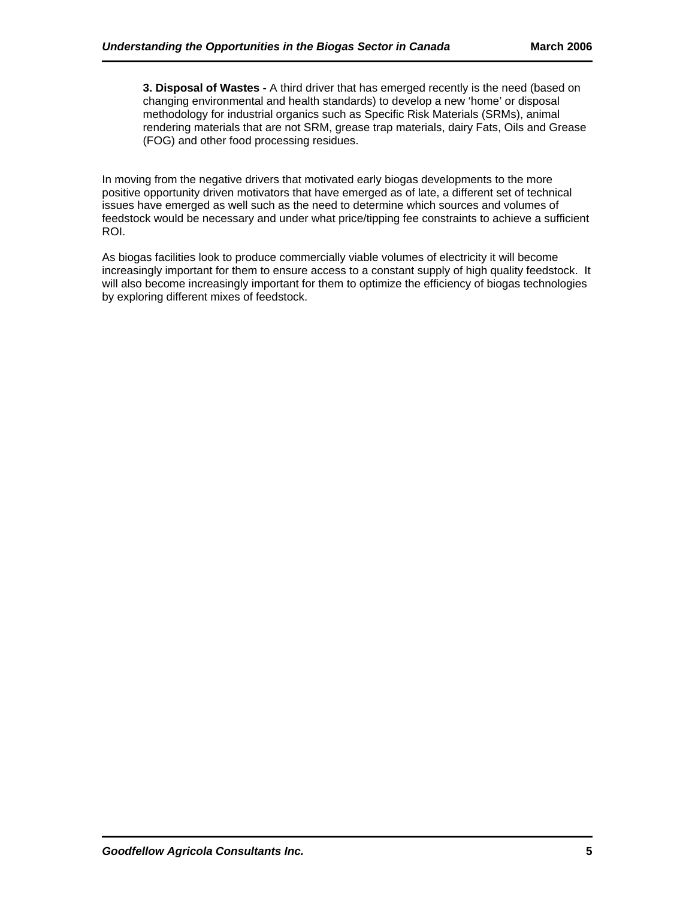**3. Disposal of Wastes -** A third driver that has emerged recently is the need (based on changing environmental and health standards) to develop a new 'home' or disposal methodology for industrial organics such as Specific Risk Materials (SRMs), animal rendering materials that are not SRM, grease trap materials, dairy Fats, Oils and Grease (FOG) and other food processing residues.

In moving from the negative drivers that motivated early biogas developments to the more positive opportunity driven motivators that have emerged as of late, a different set of technical issues have emerged as well such as the need to determine which sources and volumes of feedstock would be necessary and under what price/tipping fee constraints to achieve a sufficient ROI.

As biogas facilities look to produce commercially viable volumes of electricity it will become increasingly important for them to ensure access to a constant supply of high quality feedstock. It will also become increasingly important for them to optimize the efficiency of biogas technologies by exploring different mixes of feedstock.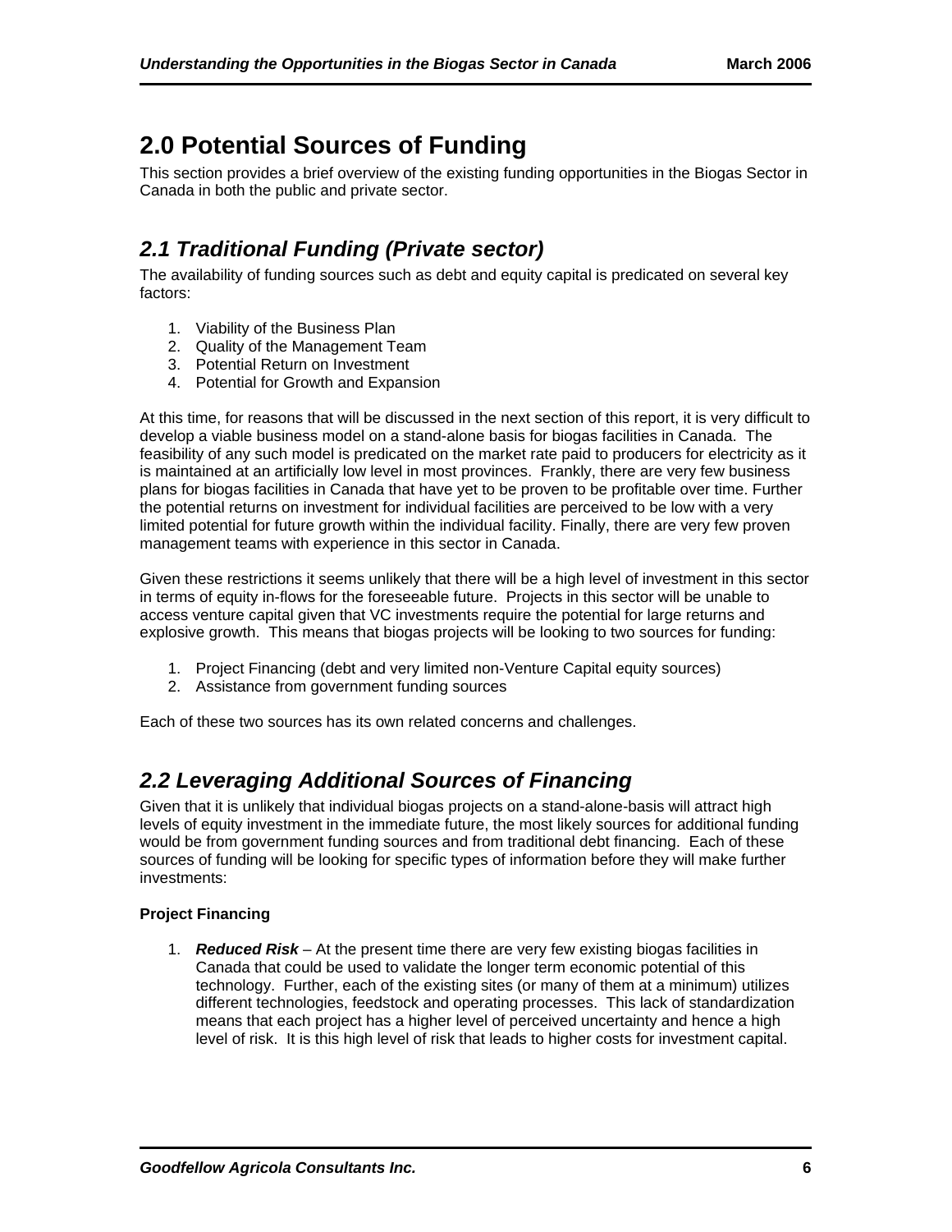# 2.0 Potential Sources of Funding

This section provides a brief overview of the existing funding opportunities in the Biogas Sector in Canada in both the public and private sector.

## *2.1 Traditional Funding (Private sector)*

The availability of funding sources such as debt and equity capital is predicated on several key factors:

1. Viability of the Business Plan
2. Quality of the Management Team
3. Potential Return on Investment
4. Potential for Growth and Expansion

At this time, for reasons that will be discussed in the next section of this report, it is very difficult to develop a viable business model on a stand-alone basis for biogas facilities in Canada. The feasibility of any such model is predicated on the market rate paid to producers for electricity as it is maintained at an artificially low level in most provinces. Frankly, there are very few business plans for biogas facilities in Canada that have yet to be proven to be profitable over time. Further the potential returns on investment for individual facilities are perceived to be low with a very limited potential for future growth within the individual facility. Finally, there are very few proven management teams with experience in this sector in Canada.

Given these restrictions it seems unlikely that there will be a high level of investment in this sector in terms of equity in-flows for the foreseeable future. Projects in this sector will be unable to access venture capital given that VC investments require the potential for large returns and explosive growth. This means that biogas projects will be looking to two sources for funding:

1. Project Financing (debt and very limited non-Venture Capital equity sources)
2. Assistance from government funding sources

Each of these two sources has its own related concerns and challenges.

## *2.2 Leveraging Additional Sources of Financing*

Given that it is unlikely that individual biogas projects on a stand-alone-basis will attract high levels of equity investment in the immediate future, the most likely sources for additional funding would be from government funding sources and from traditional debt financing. Each of these sources of funding will be looking for specific types of information before they will make further investments:

**Project Financing**

1. ***Reduced Risk*** – At the present time there are very few existing biogas facilities in Canada that could be used to validate the longer term economic potential of this technology. Further, each of the existing sites (or many of them at a minimum) utilizes different technologies, feedstock and operating processes. This lack of standardization means that each project has a higher level of perceived uncertainty and hence a high level of risk. It is this high level of risk that leads to higher costs for investment capital.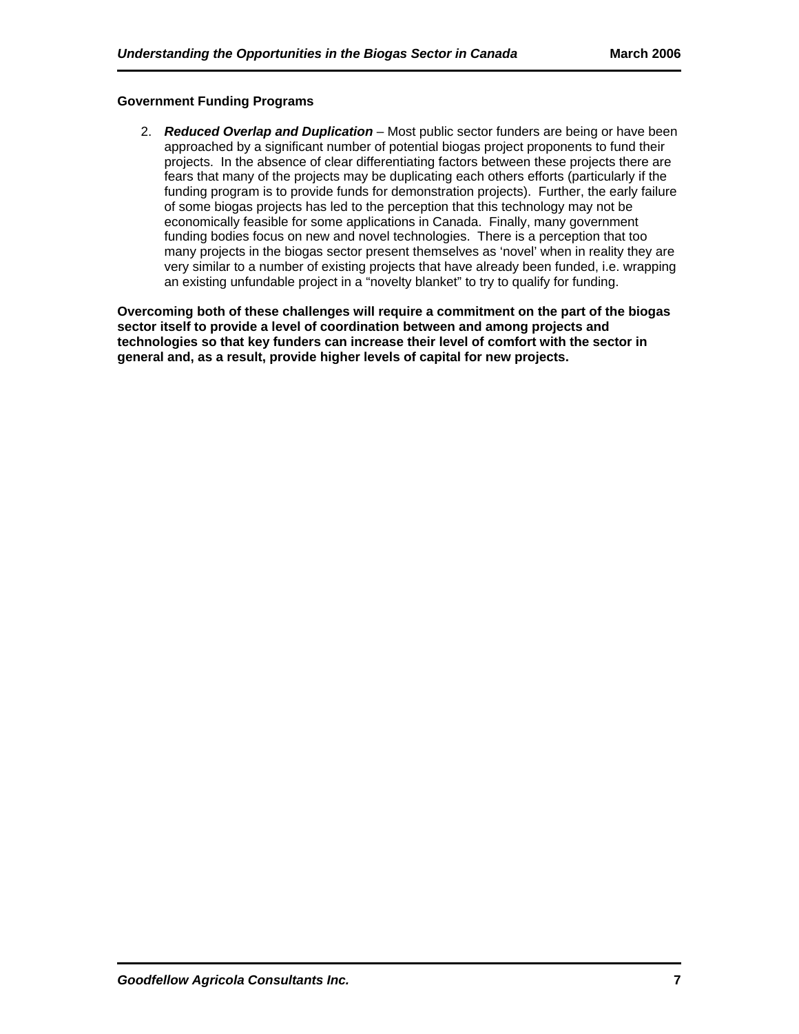**Government Funding Programs**

2. ***Reduced Overlap and Duplication*** – Most public sector funders are being or have been approached by a significant number of potential biogas project proponents to fund their projects. In the absence of clear differentiating factors between these projects there are fears that many of the projects may be duplicating each others efforts (particularly if the funding program is to provide funds for demonstration projects). Further, the early failure of some biogas projects has led to the perception that this technology may not be economically feasible for some applications in Canada. Finally, many government funding bodies focus on new and novel technologies. There is a perception that too many projects in the biogas sector present themselves as 'novel' when in reality they are very similar to a number of existing projects that have already been funded, i.e. wrapping an existing unfundable project in a "novelty blanket" to try to qualify for funding.

**Overcoming both of these challenges will require a commitment on the part of the biogas sector itself to provide a level of coordination between and among projects and technologies so that key funders can increase their level of comfort with the sector in general and, as a result, provide higher levels of capital for new projects.**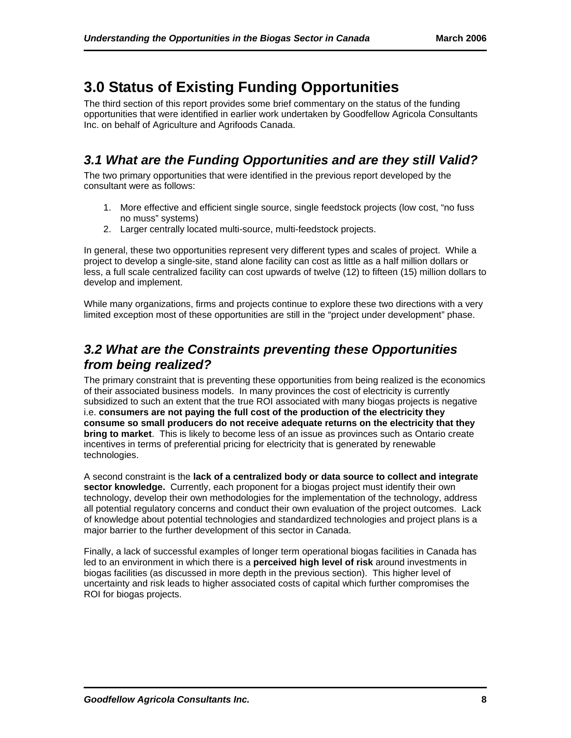# 3.0 Status of Existing Funding Opportunities

The third section of this report provides some brief commentary on the status of the funding opportunities that were identified in earlier work undertaken by Goodfellow Agricola Consultants Inc. on behalf of Agriculture and Agrifoods Canada.

## *3.1 What are the Funding Opportunities and are they still Valid?*

The two primary opportunities that were identified in the previous report developed by the consultant were as follows:

1. More effective and efficient single source, single feedstock projects (low cost, "no fuss no muss" systems)
2. Larger centrally located multi-source, multi-feedstock projects.

In general, these two opportunities represent very different types and scales of project. While a project to develop a single-site, stand alone facility can cost as little as a half million dollars or less, a full scale centralized facility can cost upwards of twelve (12) to fifteen (15) million dollars to develop and implement.

While many organizations, firms and projects continue to explore these two directions with a very limited exception most of these opportunities are still in the "project under development" phase.

## *3.2 What are the Constraints preventing these Opportunities from being realized?*

The primary constraint that is preventing these opportunities from being realized is the economics of their associated business models. In many provinces the cost of electricity is currently subsidized to such an extent that the true ROI associated with many biogas projects is negative i.e. **consumers are not paying the full cost of the production of the electricity they consume so small producers do not receive adequate returns on the electricity that they bring to market**. This is likely to become less of an issue as provinces such as Ontario create incentives in terms of preferential pricing for electricity that is generated by renewable technologies.

A second constraint is the **lack of a centralized body or data source to collect and integrate sector knowledge.** Currently, each proponent for a biogas project must identify their own technology, develop their own methodologies for the implementation of the technology, address all potential regulatory concerns and conduct their own evaluation of the project outcomes. Lack of knowledge about potential technologies and standardized technologies and project plans is a major barrier to the further development of this sector in Canada.

Finally, a lack of successful examples of longer term operational biogas facilities in Canada has led to an environment in which there is a **perceived high level of risk** around investments in biogas facilities (as discussed in more depth in the previous section). This higher level of uncertainty and risk leads to higher associated costs of capital which further compromises the ROI for biogas projects.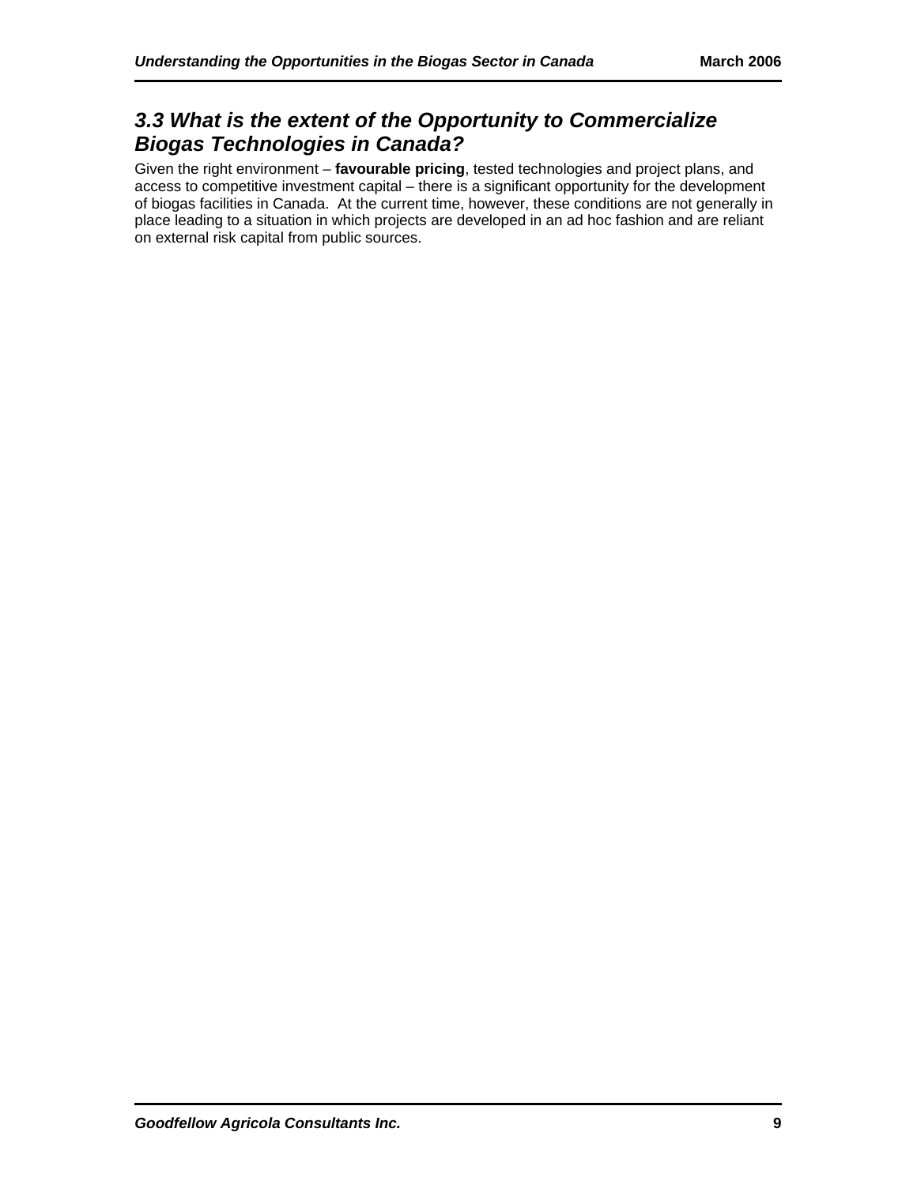## *3.3 What is the extent of the Opportunity to Commercialize Biogas Technologies in Canada?*

Given the right environment – **favourable pricing**, tested technologies and project plans, and access to competitive investment capital – there is a significant opportunity for the development of biogas facilities in Canada. At the current time, however, these conditions are not generally in place leading to a situation in which projects are developed in an ad hoc fashion and are reliant on external risk capital from public sources.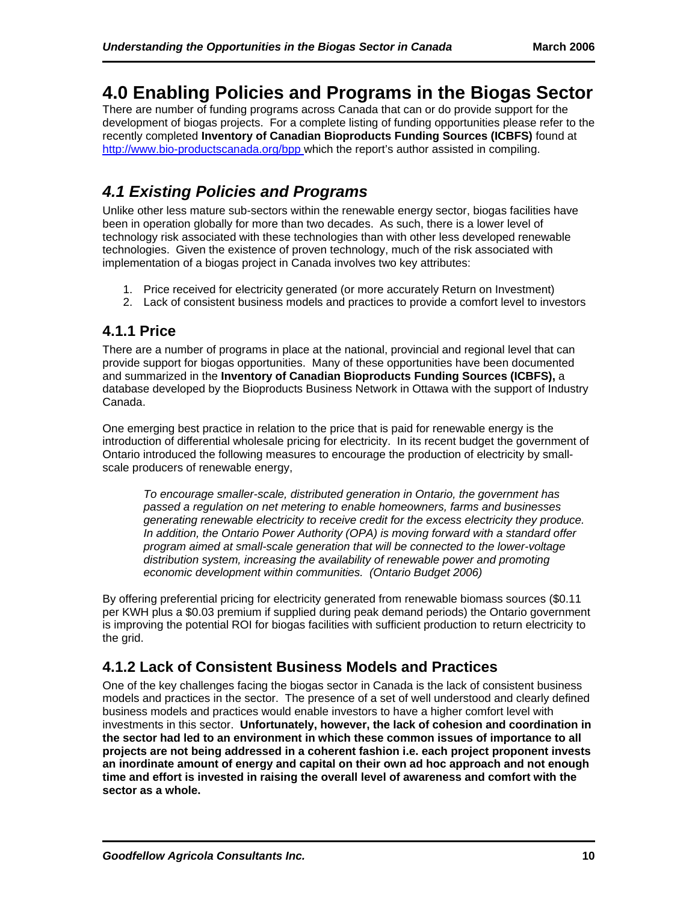# 4.0 Enabling Policies and Programs in the Biogas Sector

There are number of funding programs across Canada that can or do provide support for the development of biogas projects. For a complete listing of funding opportunities please refer to the recently completed **Inventory of Canadian Bioproducts Funding Sources (ICBFS)** found at http://www.bio-productscanada.org/bpp which the report's author assisted in compiling.

## *4.1 Existing Policies and Programs*

Unlike other less mature sub-sectors within the renewable energy sector, biogas facilities have been in operation globally for more than two decades. As such, there is a lower level of technology risk associated with these technologies than with other less developed renewable technologies. Given the existence of proven technology, much of the risk associated with implementation of a biogas project in Canada involves two key attributes:

1. Price received for electricity generated (or more accurately Return on Investment)
2. Lack of consistent business models and practices to provide a comfort level to investors

### 4.1.1 Price

There are a number of programs in place at the national, provincial and regional level that can provide support for biogas opportunities. Many of these opportunities have been documented and summarized in the **Inventory of Canadian Bioproducts Funding Sources (ICBFS),** a database developed by the Bioproducts Business Network in Ottawa with the support of Industry Canada.

One emerging best practice in relation to the price that is paid for renewable energy is the introduction of differential wholesale pricing for electricity. In its recent budget the government of Ontario introduced the following measures to encourage the production of electricity by small-scale producers of renewable energy,

> *To encourage smaller-scale, distributed generation in Ontario, the government has passed a regulation on net metering to enable homeowners, farms and businesses generating renewable electricity to receive credit for the excess electricity they produce. In addition, the Ontario Power Authority (OPA) is moving forward with a standard offer program aimed at small-scale generation that will be connected to the lower-voltage distribution system, increasing the availability of renewable power and promoting economic development within communities. (Ontario Budget 2006)*

By offering preferential pricing for electricity generated from renewable biomass sources ($0.11 per KWH plus a $0.03 premium if supplied during peak demand periods) the Ontario government is improving the potential ROI for biogas facilities with sufficient production to return electricity to the grid.

### 4.1.2 Lack of Consistent Business Models and Practices

One of the key challenges facing the biogas sector in Canada is the lack of consistent business models and practices in the sector. The presence of a set of well understood and clearly defined business models and practices would enable investors to have a higher comfort level with investments in this sector. **Unfortunately, however, the lack of cohesion and coordination in the sector had led to an environment in which these common issues of importance to all projects are not being addressed in a coherent fashion i.e. each project proponent invests an inordinate amount of energy and capital on their own ad hoc approach and not enough time and effort is invested in raising the overall level of awareness and comfort with the sector as a whole.**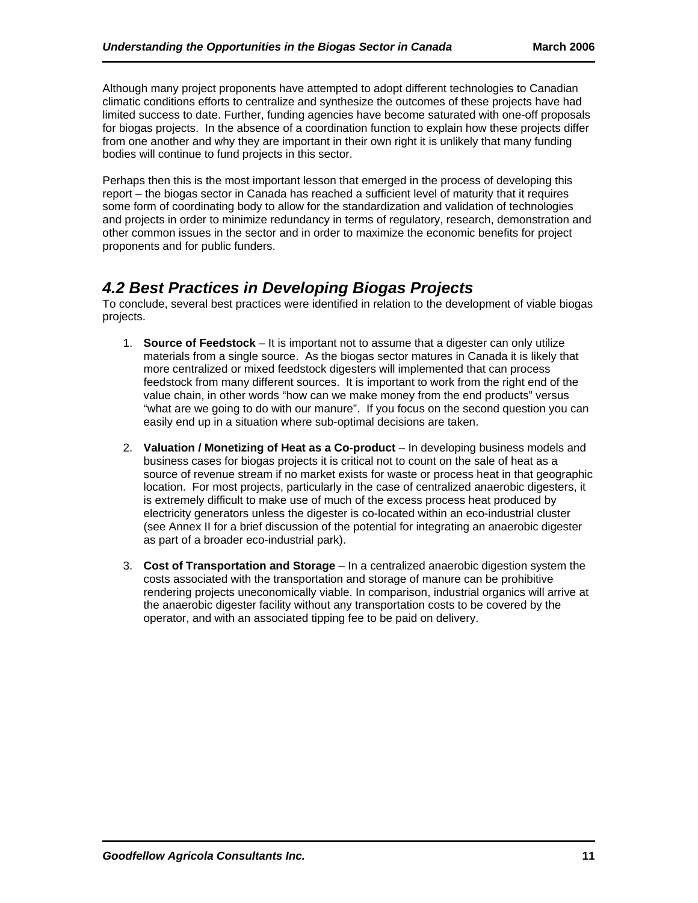Although many project proponents have attempted to adopt different technologies to Canadian climatic conditions efforts to centralize and synthesize the outcomes of these projects have had limited success to date. Further, funding agencies have become saturated with one-off proposals for biogas projects. In the absence of a coordination function to explain how these projects differ from one another and why they are important in their own right it is unlikely that many funding bodies will continue to fund projects in this sector.

Perhaps then this is the most important lesson that emerged in the process of developing this report – the biogas sector in Canada has reached a sufficient level of maturity that it requires some form of coordinating body to allow for the standardization and validation of technologies and projects in order to minimize redundancy in terms of regulatory, research, demonstration and other common issues in the sector and in order to maximize the economic benefits for project proponents and for public funders.

## *4.2 Best Practices in Developing Biogas Projects*

To conclude, several best practices were identified in relation to the development of viable biogas projects.

1. **Source of Feedstock** – It is important not to assume that a digester can only utilize materials from a single source. As the biogas sector matures in Canada it is likely that more centralized or mixed feedstock digesters will implemented that can process feedstock from many different sources. It is important to work from the right end of the value chain, in other words "how can we make money from the end products" versus "what are we going to do with our manure". If you focus on the second question you can easily end up in a situation where sub-optimal decisions are taken.

2. **Valuation / Monetizing of Heat as a Co-product** – In developing business models and business cases for biogas projects it is critical not to count on the sale of heat as a source of revenue stream if no market exists for waste or process heat in that geographic location. For most projects, particularly in the case of centralized anaerobic digesters, it is extremely difficult to make use of much of the excess process heat produced by electricity generators unless the digester is co-located within an eco-industrial cluster (see Annex II for a brief discussion of the potential for integrating an anaerobic digester as part of a broader eco-industrial park).

3. **Cost of Transportation and Storage** – In a centralized anaerobic digestion system the costs associated with the transportation and storage of manure can be prohibitive rendering projects uneconomically viable. In comparison, industrial organics will arrive at the anaerobic digester facility without any transportation costs to be covered by the operator, and with an associated tipping fee to be paid on delivery.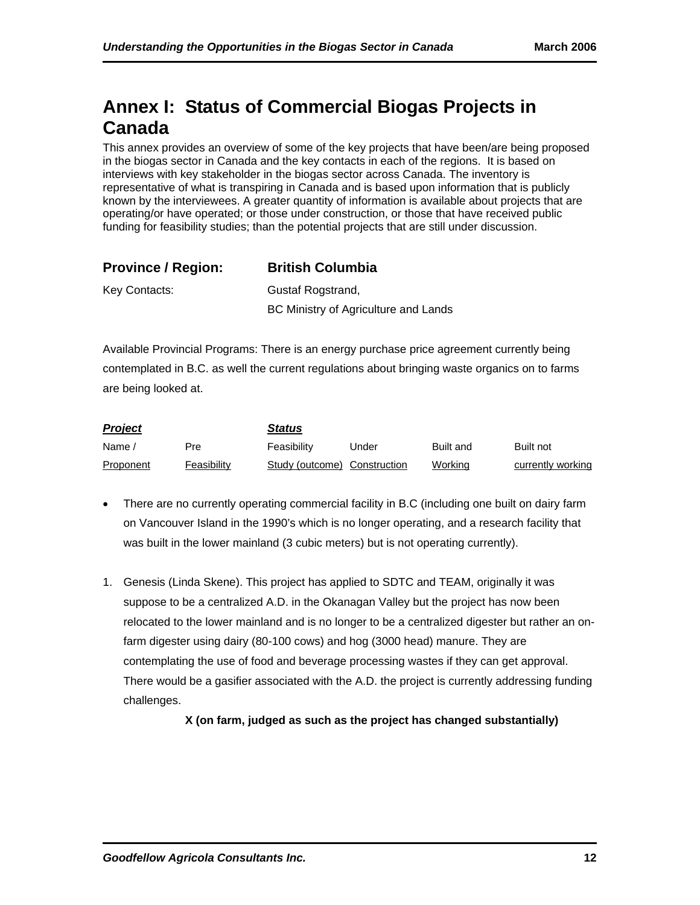# Annex I: Status of Commercial Biogas Projects in Canada

This annex provides an overview of some of the key projects that have been/are being proposed in the biogas sector in Canada and the key contacts in each of the regions. It is based on interviews with key stakeholder in the biogas sector across Canada. The inventory is representative of what is transpiring in Canada and is based upon information that is publicly known by the interviewees. A greater quantity of information is available about projects that are operating/or have operated; or those under construction, or those that have received public funding for feasibility studies; than the potential projects that are still under discussion.

## Province / Region: British Columbia

Key Contacts: Gustaf Rogstrand, BC Ministry of Agriculture and Lands

Available Provincial Programs: There is an energy purchase price agreement currently being contemplated in B.C. as well the current regulations about bringing waste organics on to farms are being looked at.

| ***Project*** | | ***Status*** | | | |
|---|---|---|---|---|---|
| Name / Proponent | Pre Feasibility | Feasibility Study (outcome) | Under Construction | Built and Working | Built not currently working |

- There are no currently operating commercial facility in B.C (including one built on dairy farm on Vancouver Island in the 1990's which is no longer operating, and a research facility that was built in the lower mainland (3 cubic meters) but is not operating currently).

1. Genesis (Linda Skene). This project has applied to SDTC and TEAM, originally it was suppose to be a centralized A.D. in the Okanagan Valley but the project has now been relocated to the lower mainland and is no longer to be a centralized digester but rather an on-farm digester using dairy (80-100 cows) and hog (3000 head) manure. They are contemplating the use of food and beverage processing wastes if they can get approval. There would be a gasifier associated with the A.D. the project is currently addressing funding challenges.

   **X (on farm, judged as such as the project has changed substantially)**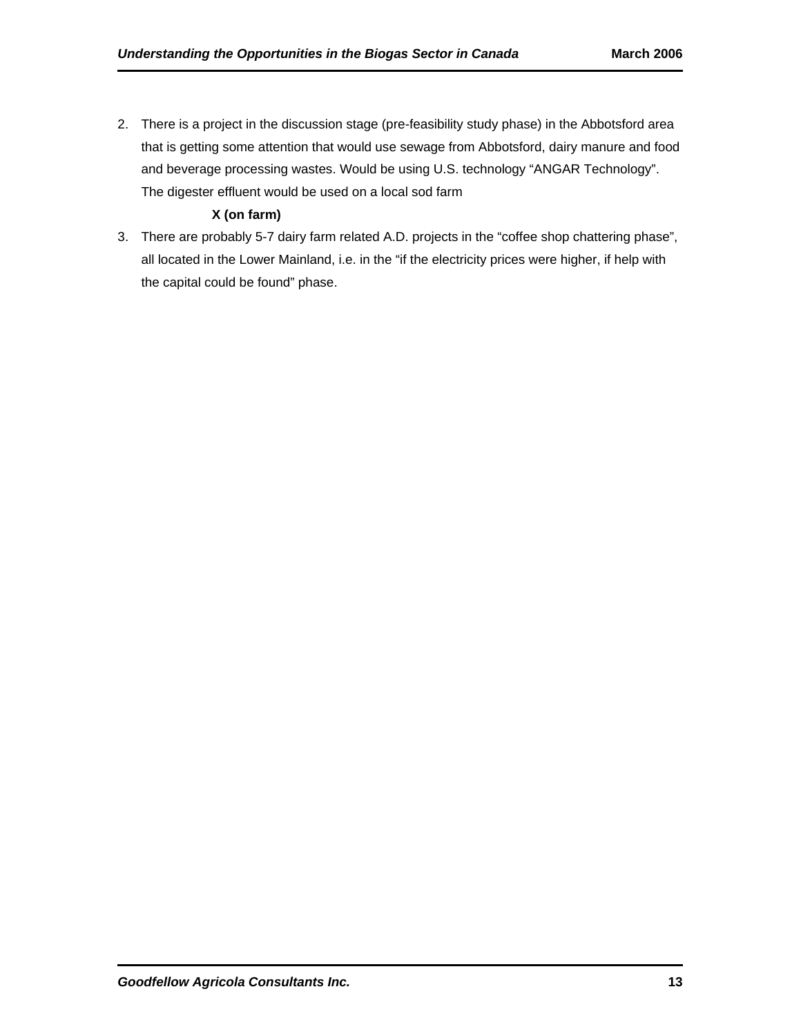2. There is a project in the discussion stage (pre-feasibility study phase) in the Abbotsford area that is getting some attention that would use sewage from Abbotsford, dairy manure and food and beverage processing wastes. Would be using U.S. technology "ANGAR Technology". The digester effluent would be used on a local sod farm

   **X (on farm)**

3. There are probably 5-7 dairy farm related A.D. projects in the "coffee shop chattering phase", all located in the Lower Mainland, i.e. in the "if the electricity prices were higher, if help with the capital could be found" phase.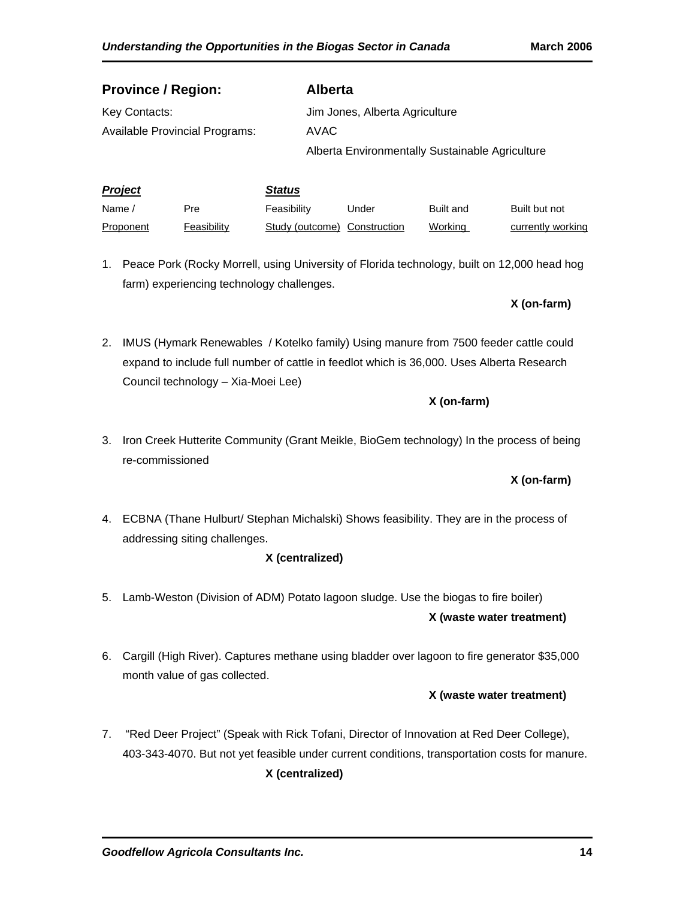## Province / Region: Alberta

Key Contacts: Jim Jones, Alberta Agriculture

Available Provincial Programs: AVAC

Alberta Environmentally Sustainable Agriculture

| ***Project*** Name / Proponent | Pre Feasibility | ***Status*** Feasibility Study (outcome) | Under Construction | Built and Working | Built but not currently working |
|---|---|---|---|---|---|

1. Peace Pork (Rocky Morrell, using University of Florida technology, built on 12,000 head hog farm) experiencing technology challenges.

   Built but not currently working: **X (on-farm)**

2. IMUS (Hymark Renewables / Kotelko family) Using manure from 7500 feeder cattle could expand to include full number of cattle in feedlot which is 36,000. Uses Alberta Research Council technology – Xia-Moei Lee)

   Built and Working: **X (on-farm)**

3. Iron Creek Hutterite Community (Grant Meikle, BioGem technology) In the process of being re-commissioned

   Built but not currently working: **X (on-farm)**

4. ECBNA (Thane Hulburt/ Stephan Michalski) Shows feasibility. They are in the process of addressing siting challenges.

   Feasibility Study (outcome): **X (centralized)**

5. Lamb-Weston (Division of ADM) Potato lagoon sludge. Use the biogas to fire boiler)

   Built and Working: **X (waste water treatment)**

6. Cargill (High River). Captures methane using bladder over lagoon to fire generator $35,000 month value of gas collected.

   Built and Working: **X (waste water treatment)**

7. "Red Deer Project" (Speak with Rick Tofani, Director of Innovation at Red Deer College), 403-343-4070. But not yet feasible under current conditions, transportation costs for manure.

   Feasibility Study (outcome): **X (centralized)**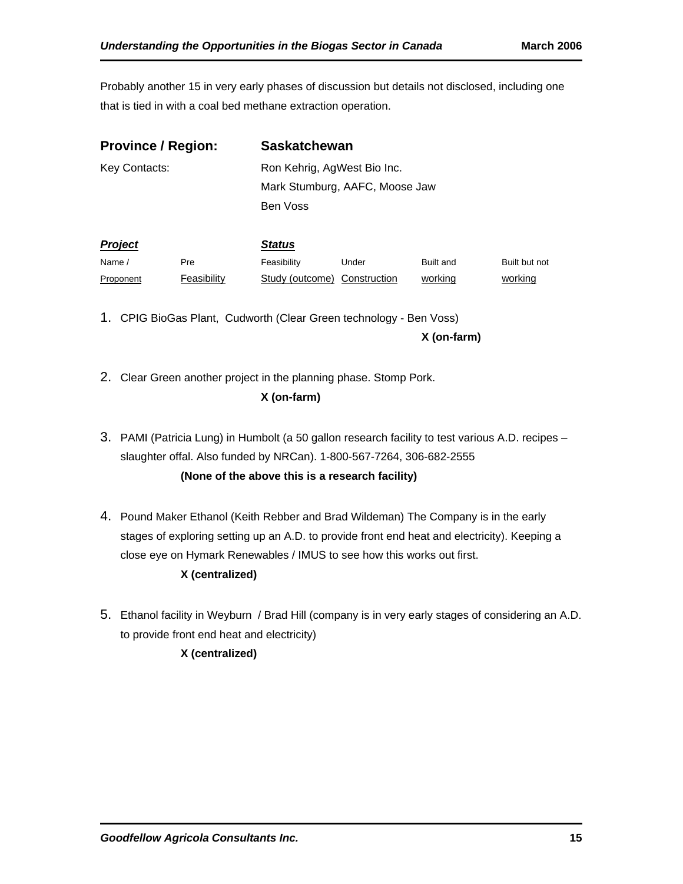Probably another 15 in very early phases of discussion but details not disclosed, including one that is tied in with a coal bed methane extraction operation.

| **Province / Region:** | **Saskatchewan** |
|---|---|
| Key Contacts: | Ron Kehrig, AgWest Bio Inc. |
| | Mark Stumburg, AAFC, Moose Jaw |
| | Ben Voss |

| ***Project*** | | ***Status*** | | | |
|---|---|---|---|---|---|
| Name / Proponent | Pre Feasibility | Feasibility Study (outcome) | Under Construction | Built and working | Built but not working |

1. CPIG BioGas Plant, Cudworth (Clear Green technology - Ben Voss)

   **X (on-farm)** — Built and working

2. Clear Green another project in the planning phase. Stomp Pork.

   **X (on-farm)** — Feasibility Study (outcome)

3. PAMI (Patricia Lung) in Humbolt (a 50 gallon research facility to test various A.D. recipes – slaughter offal. Also funded by NRCan). 1-800-567-7264, 306-682-2555

   **(None of the above this is a research facility)**

4. Pound Maker Ethanol (Keith Rebber and Brad Wildeman) The Company is in the early stages of exploring setting up an A.D. to provide front end heat and electricity). Keeping a close eye on Hymark Renewables / IMUS to see how this works out first.

   **X (centralized)** — Pre Feasibility

5. Ethanol facility in Weyburn / Brad Hill (company is in very early stages of considering an A.D. to provide front end heat and electricity)

   **X (centralized)** — Pre Feasibility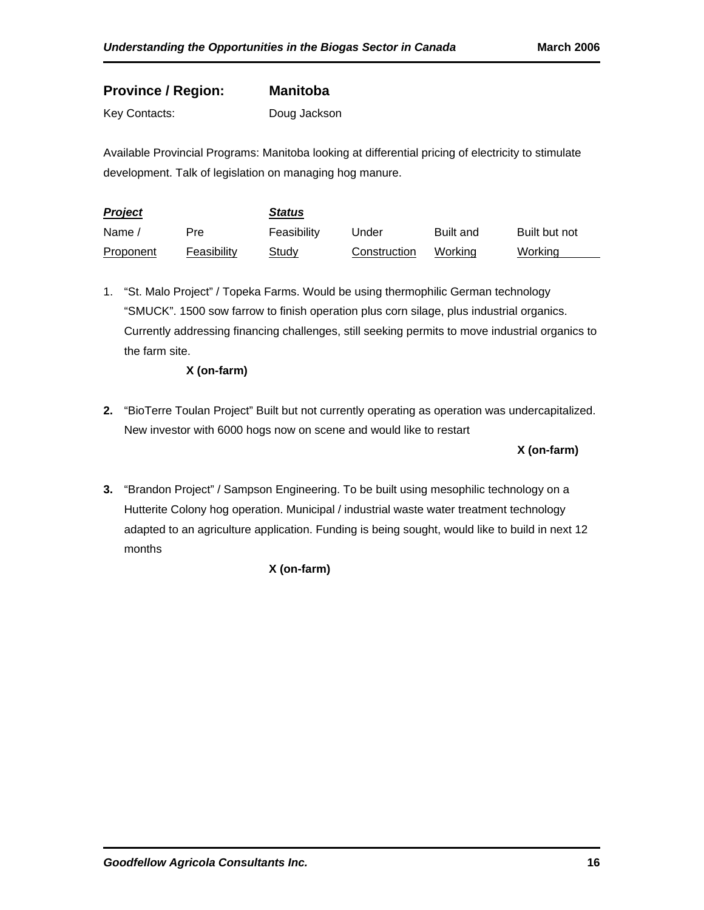**Province / Region:** **Manitoba**

Key Contacts: Doug Jackson

Available Provincial Programs: Manitoba looking at differential pricing of electricity to stimulate development. Talk of legislation on managing hog manure.

| ***Project*** Name / Proponent | ***Status*** Pre Feasibility | Feasibility Study | Under Construction | Built and Working | Built but not Working |
|---|---|---|---|---|---|

1. "St. Malo Project" / Topeka Farms. Would be using thermophilic German technology "SMUCK". 1500 sow farrow to finish operation plus corn silage, plus industrial organics. Currently addressing financing challenges, still seeking permits to move industrial organics to the farm site.

   **X (on-farm)** — Pre Feasibility

2. "BioTerre Toulan Project" Built but not currently operating as operation was undercapitalized. New investor with 6000 hogs now on scene and would like to restart

   **X (on-farm)** — Built but not Working

3. "Brandon Project" / Sampson Engineering. To be built using mesophilic technology on a Hutterite Colony hog operation. Municipal / industrial waste water treatment technology adapted to an agriculture application. Funding is being sought, would like to build in next 12 months

   **X (on-farm)** — Feasibility Study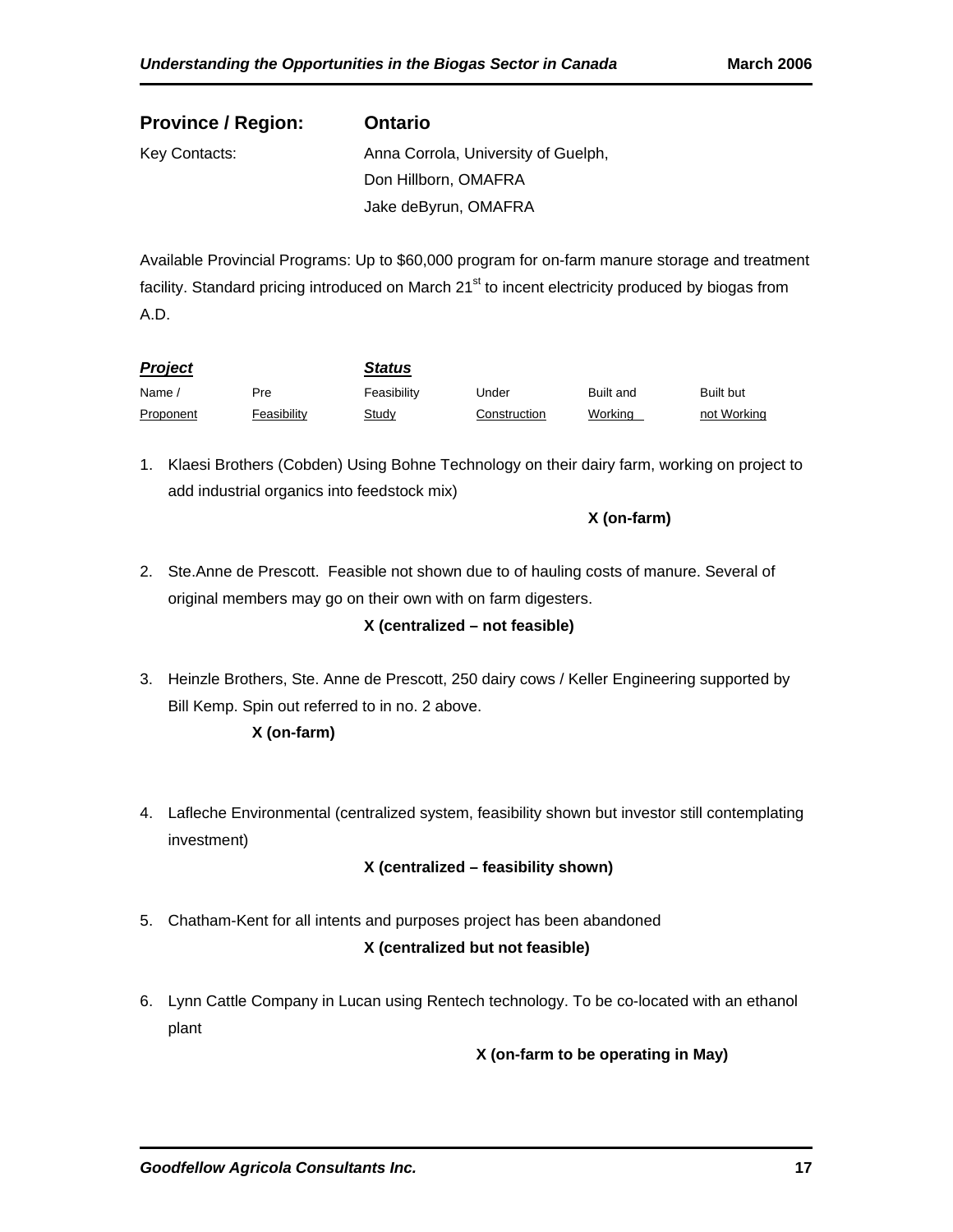**Province / Region:** **Ontario**

Key Contacts: Anna Corrola, University of Guelph,
Don Hillborn, OMAFRA
Jake deByrun, OMAFRA

Available Provincial Programs: Up to $60,000 program for on-farm manure storage and treatment facility. Standard pricing introduced on March 21st to incent electricity produced by biogas from A.D.

| ***Project*** | | ***Status*** | | | |
|---|---|---|---|---|---|
| Name / Proponent | Pre Feasibility | Feasibility Study | Under Construction | Built and Working | Built but not Working |

1. Klaesi Brothers (Cobden) Using Bohne Technology on their dairy farm, working on project to add industrial organics into feedstock mix)

   Built and Working: **X (on-farm)**

2. Ste.Anne de Prescott. Feasible not shown due to of hauling costs of manure. Several of original members may go on their own with on farm digesters.

   Feasibility Study: **X (centralized – not feasible)**

3. Heinzle Brothers, Ste. Anne de Prescott, 250 dairy cows / Keller Engineering supported by Bill Kemp. Spin out referred to in no. 2 above.

   Pre Feasibility: **X (on-farm)**

4. Lafleche Environmental (centralized system, feasibility shown but investor still contemplating investment)

   Feasibility Study: **X (centralized – feasibility shown)**

5. Chatham-Kent for all intents and purposes project has been abandoned

   Feasibility Study: **X (centralized but not feasible)**

6. Lynn Cattle Company in Lucan using Rentech technology. To be co-located with an ethanol plant

   Under Construction: **X (on-farm to be operating in May)**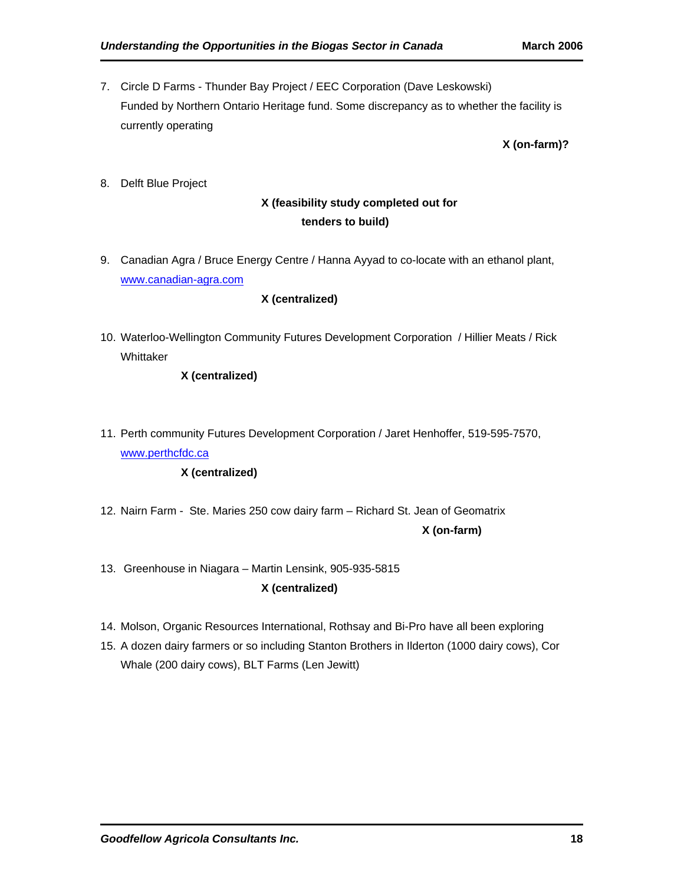7. Circle D Farms - Thunder Bay Project / EEC Corporation (Dave Leskowski)
   Funded by Northern Ontario Heritage fund. Some discrepancy as to whether the facility is currently operating

   **X (on-farm)?**

8. Delft Blue Project

   **X (feasibility study completed out for tenders to build)**

9. Canadian Agra / Bruce Energy Centre / Hanna Ayyad to co-locate with an ethanol plant, www.canadian-agra.com

   **X (centralized)**

10. Waterloo-Wellington Community Futures Development Corporation / Hillier Meats / Rick Whittaker

    **X (centralized)**

11. Perth community Futures Development Corporation / Jaret Henhoffer, 519-595-7570, www.perthcfdc.ca

    **X (centralized)**

12. Nairn Farm - Ste. Maries 250 cow dairy farm – Richard St. Jean of Geomatrix

    **X (on-farm)**

13. Greenhouse in Niagara – Martin Lensink, 905-935-5815

    **X (centralized)**

14. Molson, Organic Resources International, Rothsay and Bi-Pro have all been exploring
15. A dozen dairy farmers or so including Stanton Brothers in Ilderton (1000 dairy cows), Cor Whale (200 dairy cows), BLT Farms (Len Jewitt)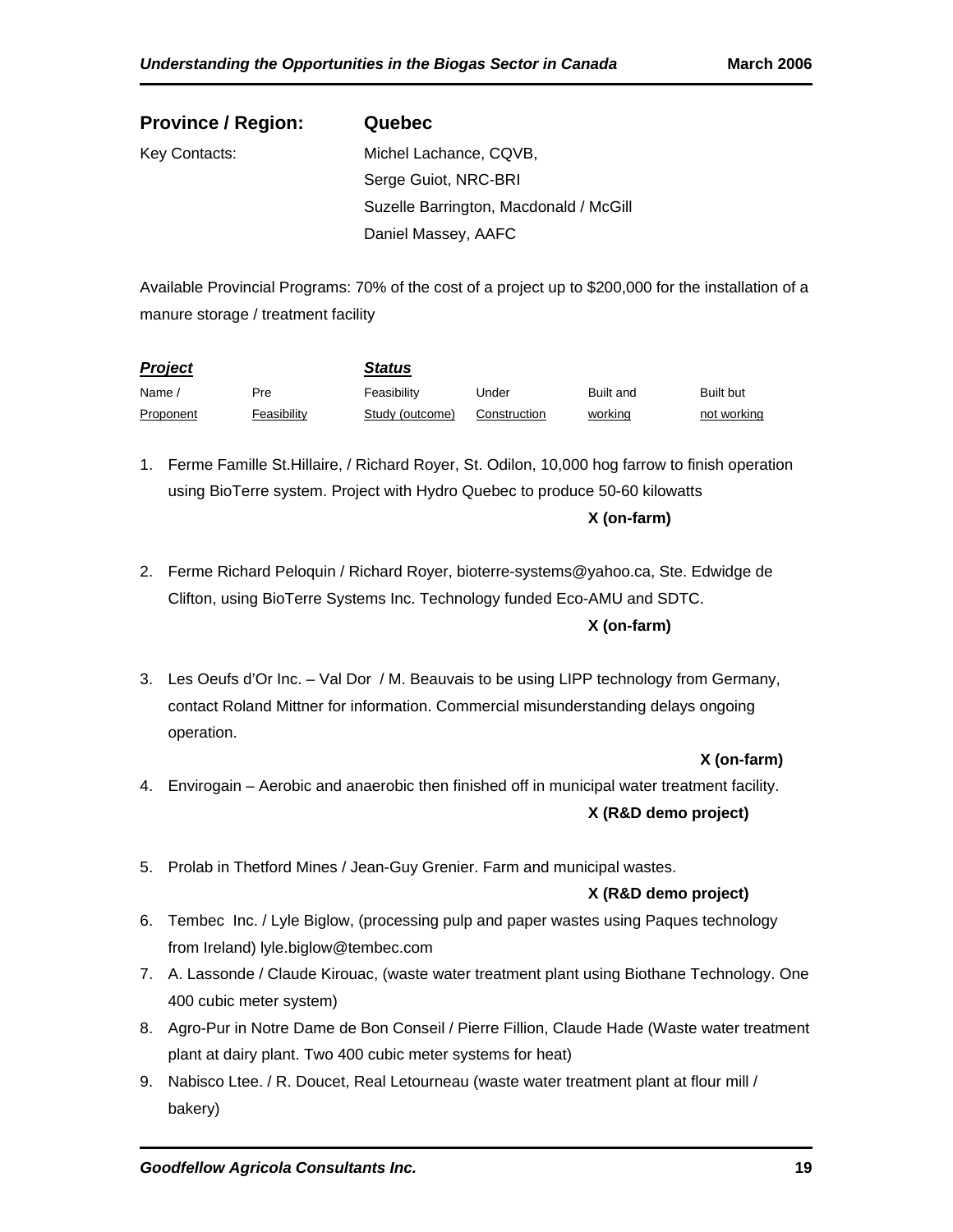**Province / Region:** **Quebec**

Key Contacts: Michel Lachance, CQVB,
Serge Guiot, NRC-BRI
Suzelle Barrington, Macdonald / McGill
Daniel Massey, AAFC

Available Provincial Programs: 70% of the cost of a project up to $200,000 for the installation of a manure storage / treatment facility

| ***Project*** | | ***Status*** | | | |
|---|---|---|---|---|---|
| Name / Proponent | Pre Feasibility | Feasibility Study (outcome) | Under Construction | Built and working | Built but not working |

1. Ferme Famille St.Hillaire, / Richard Royer, St. Odilon, 10,000 hog farrow to finish operation using BioTerre system. Project with Hydro Quebec to produce 50-60 kilowatts

   **X (on-farm)** — Built and working

2. Ferme Richard Peloquin / Richard Royer, bioterre-systems@yahoo.ca, Ste. Edwidge de Clifton, using BioTerre Systems Inc. Technology funded Eco-AMU and SDTC.

   **X (on-farm)** — Built and working

3. Les Oeufs d'Or Inc. – Val Dor / M. Beauvais to be using LIPP technology from Germany, contact Roland Mittner for information. Commercial misunderstanding delays ongoing operation.

   **X (on-farm)** — Built but not working

4. Envirogain – Aerobic and anaerobic then finished off in municipal water treatment facility.

   **X (R&D demo project)** — Built and working

5. Prolab in Thetford Mines / Jean-Guy Grenier. Farm and municipal wastes.

   **X (R&D demo project)** — Built and working

6. Tembec Inc. / Lyle Biglow, (processing pulp and paper wastes using Paques technology from Ireland) lyle.biglow@tembec.com
7. A. Lassonde / Claude Kirouac, (waste water treatment plant using Biothane Technology. One 400 cubic meter system)
8. Agro-Pur in Notre Dame de Bon Conseil / Pierre Fillion, Claude Hade (Waste water treatment plant at dairy plant. Two 400 cubic meter systems for heat)
9. Nabisco Ltee. / R. Doucet, Real Letourneau (waste water treatment plant at flour mill / bakery)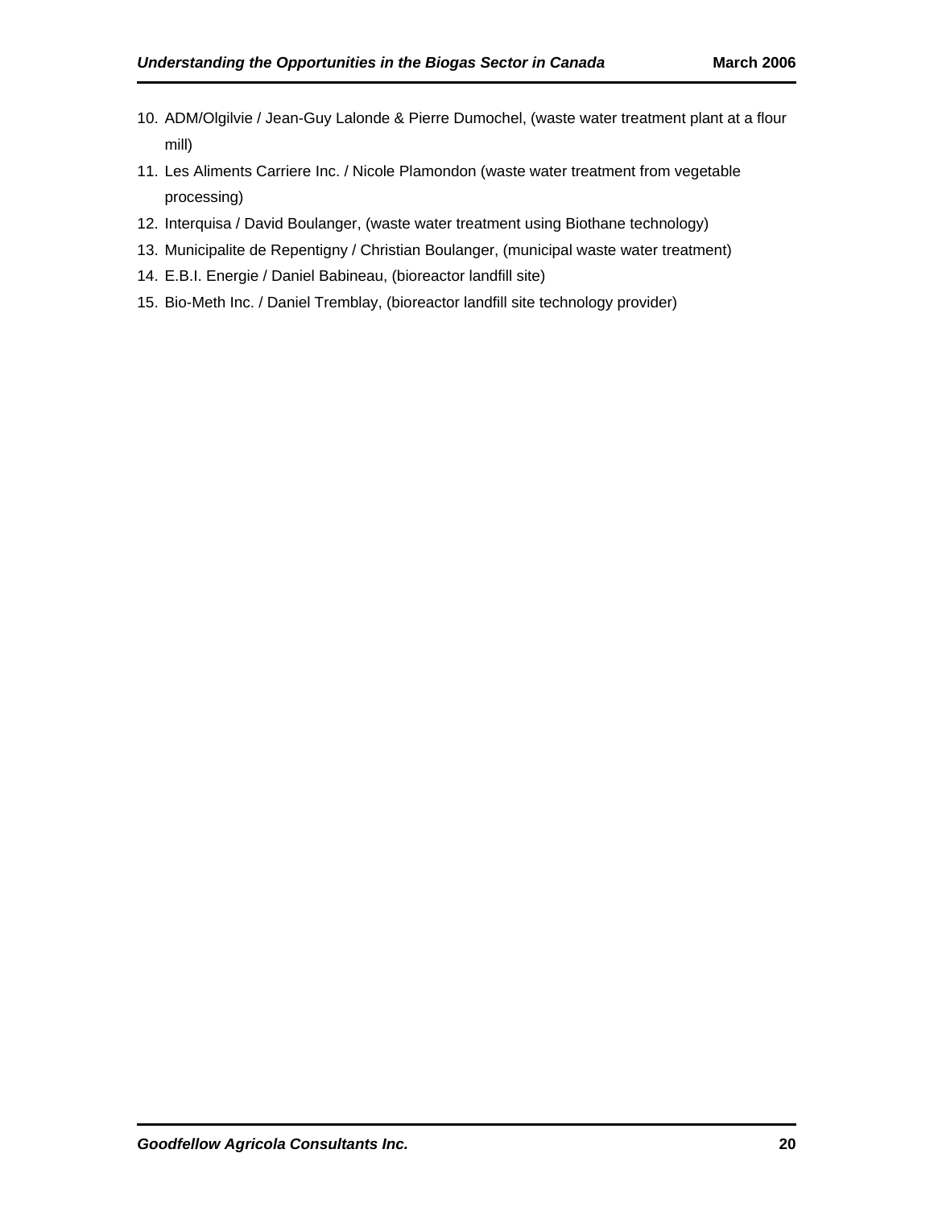10. ADM/Olgilvie / Jean-Guy Lalonde & Pierre Dumochel, (waste water treatment plant at a flour mill)
11. Les Aliments Carriere Inc. / Nicole Plamondon (waste water treatment from vegetable processing)
12. Interquisa / David Boulanger, (waste water treatment using Biothane technology)
13. Municipalite de Repentigny / Christian Boulanger, (municipal waste water treatment)
14. E.B.I. Energie / Daniel Babineau, (bioreactor landfill site)
15. Bio-Meth Inc. / Daniel Tremblay, (bioreactor landfill site technology provider)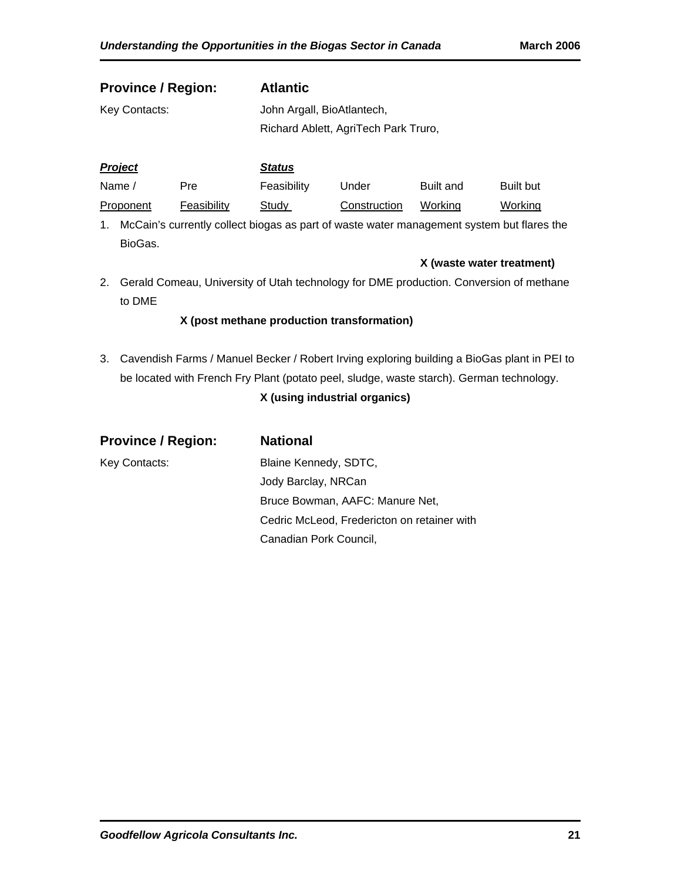**Province / Region:** **Atlantic**

Key Contacts: John Argall, BioAtlantech,
Richard Ablett, AgriTech Park Truro,

| *Project* Name / Proponent | Pre Feasibility | *Status* Feasibility Study | Under Construction | Built and Working | Built but Working |
|---|---|---|---|---|---|

1. McCain's currently collect biogas as part of waste water management system but flares the BioGas.

   **X (waste water treatment)**

2. Gerald Comeau, University of Utah technology for DME production. Conversion of methane to DME

   **X (post methane production transformation)**

3. Cavendish Farms / Manuel Becker / Robert Irving exploring building a BioGas plant in PEI to be located with French Fry Plant (potato peel, sludge, waste starch). German technology.

   **X (using industrial organics)**

**Province / Region:** **National**

Key Contacts: Blaine Kennedy, SDTC,
Jody Barclay, NRCan
Bruce Bowman, AAFC: Manure Net,
Cedric McLeod, Fredericton on retainer with
Canadian Pork Council,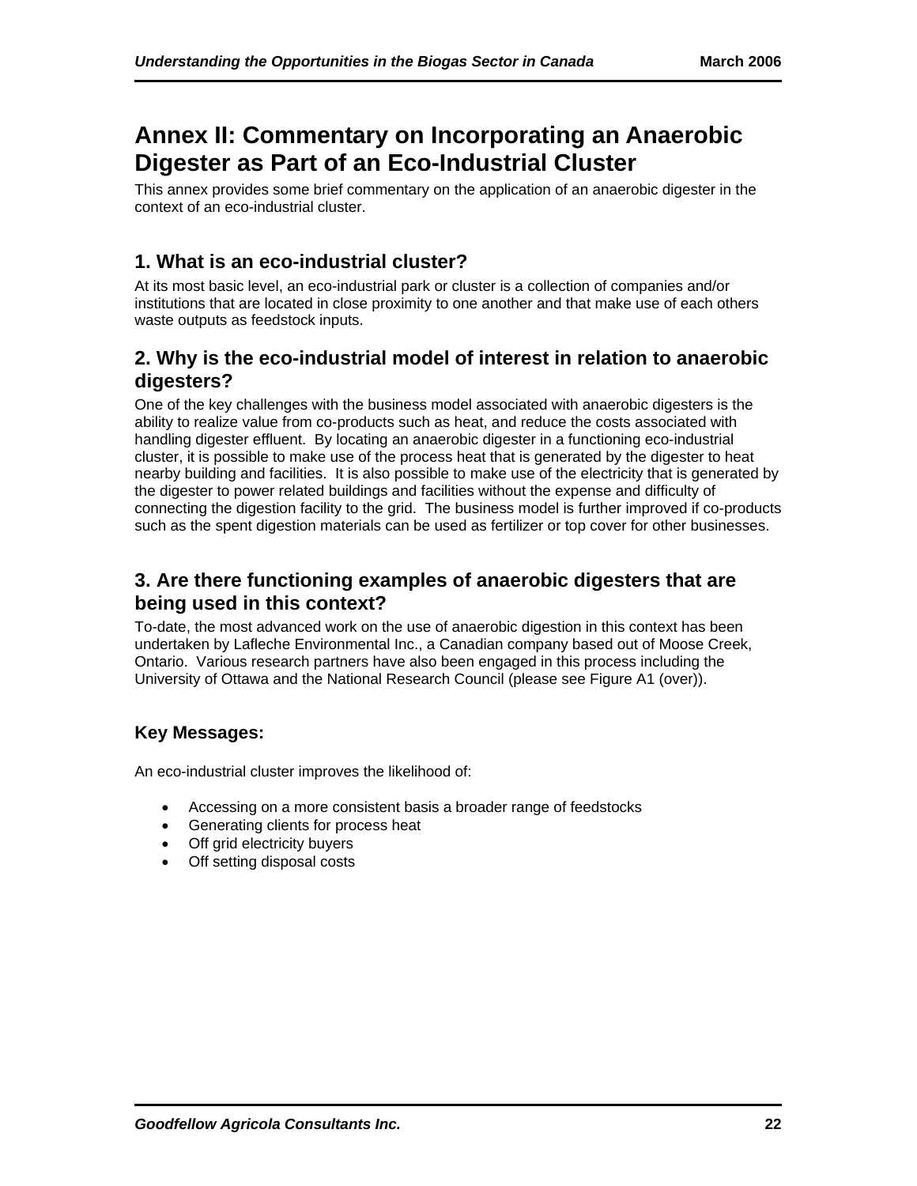# Annex II: Commentary on Incorporating an Anaerobic Digester as Part of an Eco-Industrial Cluster

This annex provides some brief commentary on the application of an anaerobic digester in the context of an eco-industrial cluster.

## 1. What is an eco-industrial cluster?

At its most basic level, an eco-industrial park or cluster is a collection of companies and/or institutions that are located in close proximity to one another and that make use of each others waste outputs as feedstock inputs.

## 2. Why is the eco-industrial model of interest in relation to anaerobic digesters?

One of the key challenges with the business model associated with anaerobic digesters is the ability to realize value from co-products such as heat, and reduce the costs associated with handling digester effluent. By locating an anaerobic digester in a functioning eco-industrial cluster, it is possible to make use of the process heat that is generated by the digester to heat nearby building and facilities. It is also possible to make use of the electricity that is generated by the digester to power related buildings and facilities without the expense and difficulty of connecting the digestion facility to the grid. The business model is further improved if co-products such as the spent digestion materials can be used as fertilizer or top cover for other businesses.

## 3. Are there functioning examples of anaerobic digesters that are being used in this context?

To-date, the most advanced work on the use of anaerobic digestion in this context has been undertaken by Lafleche Environmental Inc., a Canadian company based out of Moose Creek, Ontario. Various research partners have also been engaged in this process including the University of Ottawa and the National Research Council (please see Figure A1 (over)).

### Key Messages:

An eco-industrial cluster improves the likelihood of:

- Accessing on a more consistent basis a broader range of feedstocks
- Generating clients for process heat
- Off grid electricity buyers
- Off setting disposal costs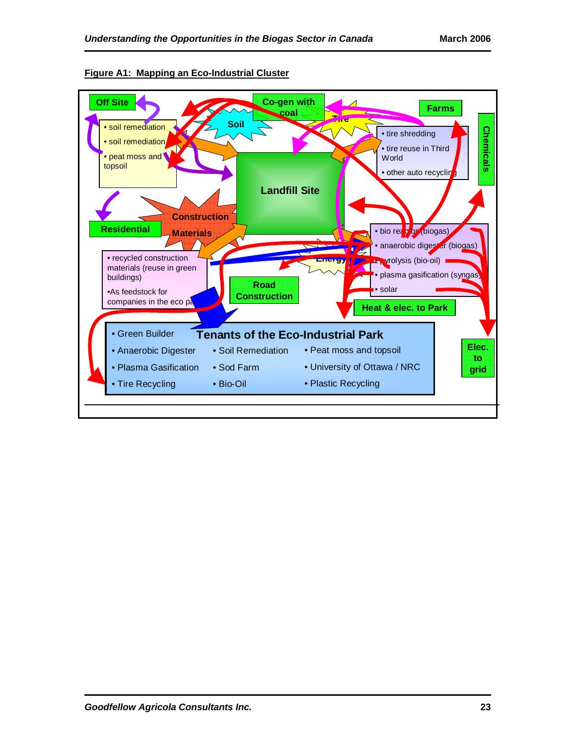**Figure A1: Mapping an Eco-Industrial Cluster**

Off Site

- soil remediation
- soil remediation
- peat moss and topsoil

Soil

Co-gen with coal

Tire

Farms

- tire shredding
- tire reuse in Third World
- other auto recycling

Chemicals

Landfill Site

Residential

Construction Materials

- recycled construction materials (reuse in green buildings)
- As feedstock for companies in the eco pa

Energy

- bio reactor (biogas)
- anaerobic digester (biogas)
- pyrolysis (bio-oil)
- plasma gasification (syngas)
- solar

Road Construction

Heat & elec. to Park

Elec. to grid

Tenants of the Eco-Industrial Park

- Green Builder
- Anaerobic Digester
- Plasma Gasification
- Tire Recycling
- Soil Remediation
- Sod Farm
- Bio-Oil
- Peat moss and topsoil
- University of Ottawa / NRC
- Plastic Recycling